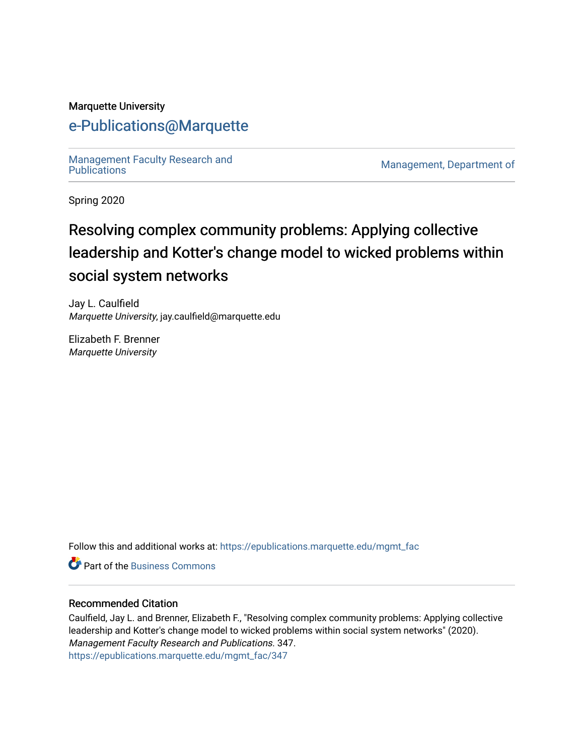Marquette University

# e-Publications@Marquette

Management Faculty Research and Publications | Management, Department of

Spring 2020

# Resolving complex community problems: Applying collective leadership and Kotter's change model to wicked problems within social system networks

Jay L. Caulfield
*Marquette University*, jay.caulfield@marquette.edu

Elizabeth F. Brenner
*Marquette University*

Follow this and additional works at: https://epublications.marquette.edu/mgmt_fac

Part of the Business Commons

## Recommended Citation

Caulfield, Jay L. and Brenner, Elizabeth F., "Resolving complex community problems: Applying collective leadership and Kotter's change model to wicked problems within social system networks" (2020). *Management Faculty Research and Publications*. 347.
https://epublications.marquette.edu/mgmt_fac/347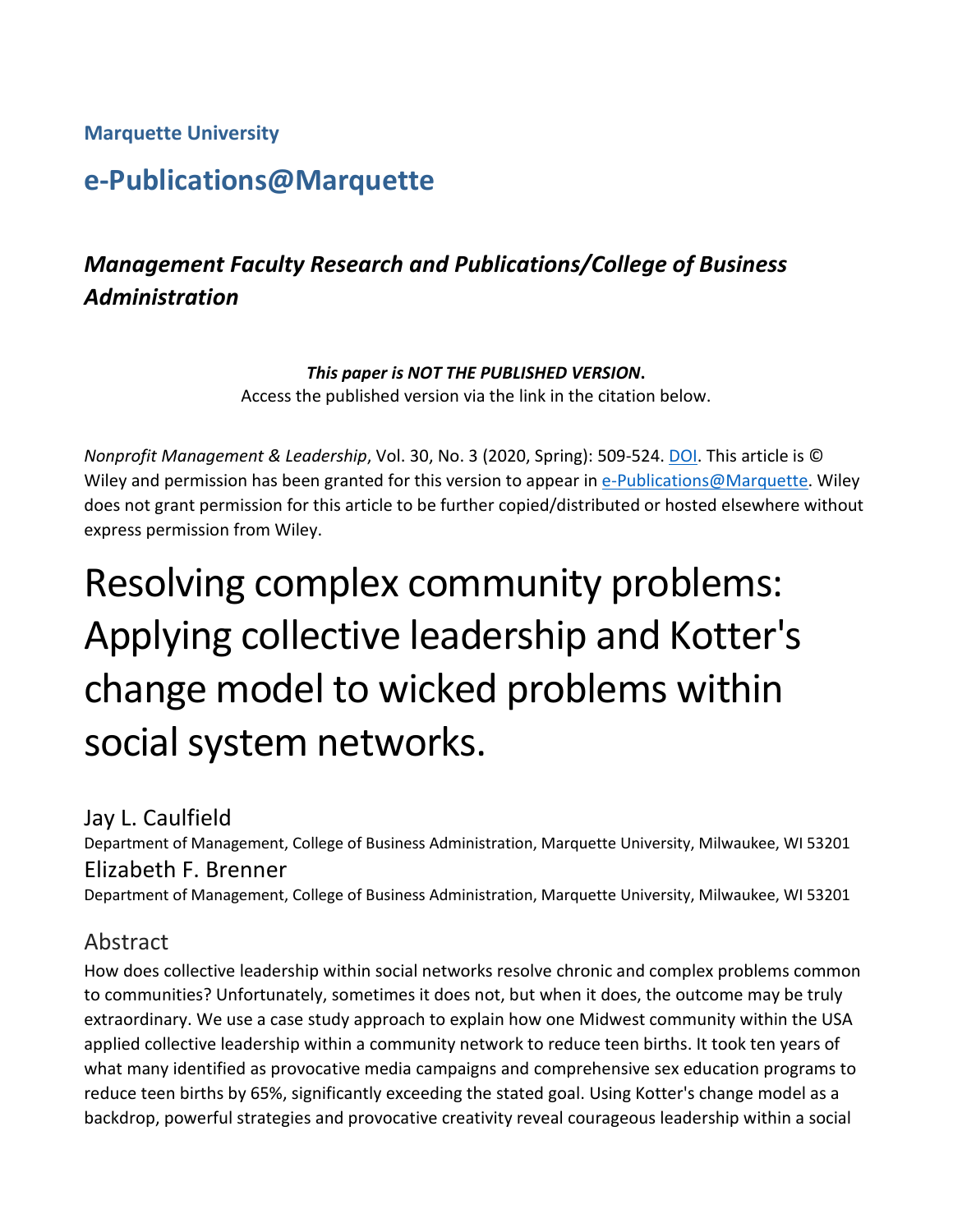**Marquette University**

## e-Publications@Marquette

### *Management Faculty Research and Publications/College of Business Administration*

***This paper is NOT THE PUBLISHED VERSION*.**
Access the published version via the link in the citation below.

*Nonprofit Management & Leadership*, Vol. 30, No. 3 (2020, Spring): 509-524. DOI. This article is © Wiley and permission has been granted for this version to appear in e-Publications@Marquette. Wiley does not grant permission for this article to be further copied/distributed or hosted elsewhere without express permission from Wiley.

# Resolving complex community problems: Applying collective leadership and Kotter's change model to wicked problems within social system networks.

Jay L. Caulfield
Department of Management, College of Business Administration, Marquette University, Milwaukee, WI 53201

Elizabeth F. Brenner
Department of Management, College of Business Administration, Marquette University, Milwaukee, WI 53201

## Abstract

How does collective leadership within social networks resolve chronic and complex problems common to communities? Unfortunately, sometimes it does not, but when it does, the outcome may be truly extraordinary. We use a case study approach to explain how one Midwest community within the USA applied collective leadership within a community network to reduce teen births. It took ten years of what many identified as provocative media campaigns and comprehensive sex education programs to reduce teen births by 65%, significantly exceeding the stated goal. Using Kotter's change model as a backdrop, powerful strategies and provocative creativity reveal courageous leadership within a social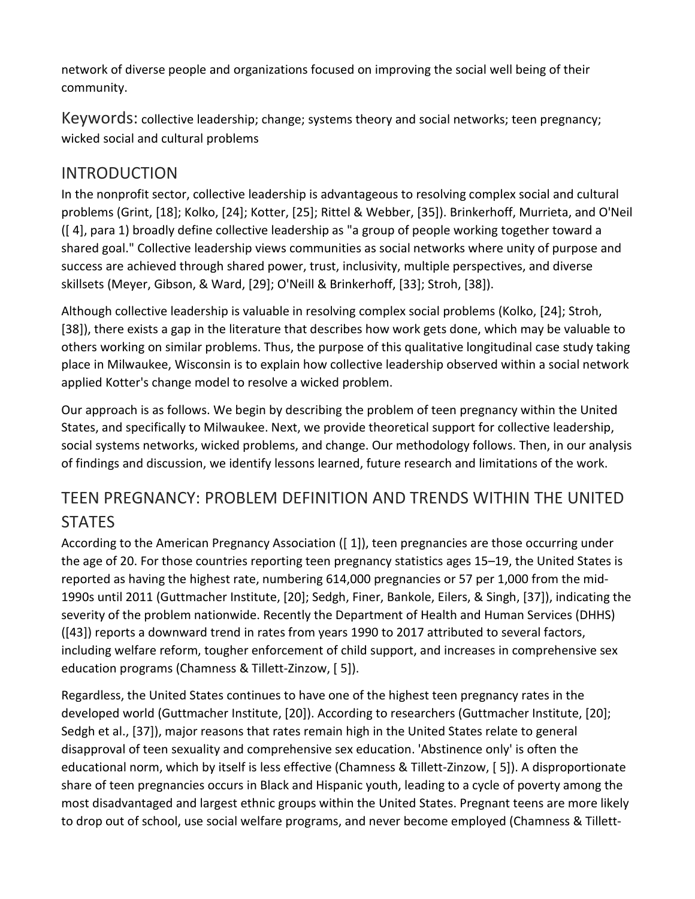network of diverse people and organizations focused on improving the social well being of their community.

Keywords: collective leadership; change; systems theory and social networks; teen pregnancy; wicked social and cultural problems

## INTRODUCTION

In the nonprofit sector, collective leadership is advantageous to resolving complex social and cultural problems (Grint, [18]; Kolko, [24]; Kotter, [25]; Rittel & Webber, [35]). Brinkerhoff, Murrieta, and O'Neil ([ 4], para 1) broadly define collective leadership as "a group of people working together toward a shared goal." Collective leadership views communities as social networks where unity of purpose and success are achieved through shared power, trust, inclusivity, multiple perspectives, and diverse skillsets (Meyer, Gibson, & Ward, [29]; O'Neill & Brinkerhoff, [33]; Stroh, [38]).

Although collective leadership is valuable in resolving complex social problems (Kolko, [24]; Stroh, [38]), there exists a gap in the literature that describes how work gets done, which may be valuable to others working on similar problems. Thus, the purpose of this qualitative longitudinal case study taking place in Milwaukee, Wisconsin is to explain how collective leadership observed within a social network applied Kotter's change model to resolve a wicked problem.

Our approach is as follows. We begin by describing the problem of teen pregnancy within the United States, and specifically to Milwaukee. Next, we provide theoretical support for collective leadership, social systems networks, wicked problems, and change. Our methodology follows. Then, in our analysis of findings and discussion, we identify lessons learned, future research and limitations of the work.

## TEEN PREGNANCY: PROBLEM DEFINITION AND TRENDS WITHIN THE UNITED STATES

According to the American Pregnancy Association ([ 1]), teen pregnancies are those occurring under the age of 20. For those countries reporting teen pregnancy statistics ages 15–19, the United States is reported as having the highest rate, numbering 614,000 pregnancies or 57 per 1,000 from the mid-1990s until 2011 (Guttmacher Institute, [20]; Sedgh, Finer, Bankole, Eilers, & Singh, [37]), indicating the severity of the problem nationwide. Recently the Department of Health and Human Services (DHHS) ([43]) reports a downward trend in rates from years 1990 to 2017 attributed to several factors, including welfare reform, tougher enforcement of child support, and increases in comprehensive sex education programs (Chamness & Tillett-Zinzow, [ 5]).

Regardless, the United States continues to have one of the highest teen pregnancy rates in the developed world (Guttmacher Institute, [20]). According to researchers (Guttmacher Institute, [20]; Sedgh et al., [37]), major reasons that rates remain high in the United States relate to general disapproval of teen sexuality and comprehensive sex education. 'Abstinence only' is often the educational norm, which by itself is less effective (Chamness & Tillett-Zinzow, [ 5]). A disproportionate share of teen pregnancies occurs in Black and Hispanic youth, leading to a cycle of poverty among the most disadvantaged and largest ethnic groups within the United States. Pregnant teens are more likely to drop out of school, use social welfare programs, and never become employed (Chamness & Tillett-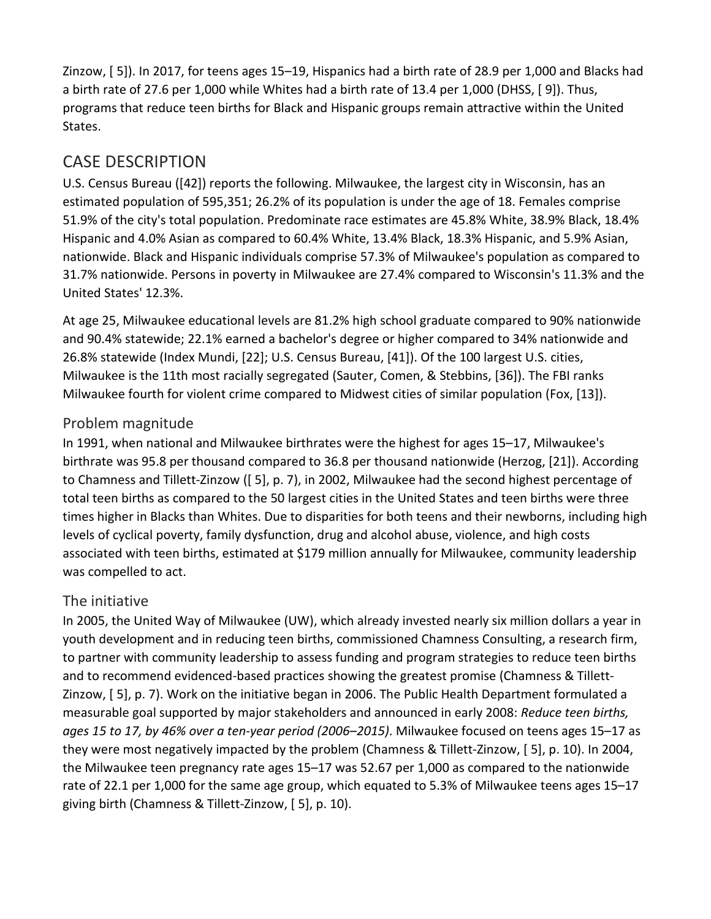Zinzow, [ 5]). In 2017, for teens ages 15–19, Hispanics had a birth rate of 28.9 per 1,000 and Blacks had a birth rate of 27.6 per 1,000 while Whites had a birth rate of 13.4 per 1,000 (DHSS, [ 9]). Thus, programs that reduce teen births for Black and Hispanic groups remain attractive within the United States.

## CASE DESCRIPTION

U.S. Census Bureau ([42]) reports the following. Milwaukee, the largest city in Wisconsin, has an estimated population of 595,351; 26.2% of its population is under the age of 18. Females comprise 51.9% of the city's total population. Predominate race estimates are 45.8% White, 38.9% Black, 18.4% Hispanic and 4.0% Asian as compared to 60.4% White, 13.4% Black, 18.3% Hispanic, and 5.9% Asian, nationwide. Black and Hispanic individuals comprise 57.3% of Milwaukee's population as compared to 31.7% nationwide. Persons in poverty in Milwaukee are 27.4% compared to Wisconsin's 11.3% and the United States' 12.3%.

At age 25, Milwaukee educational levels are 81.2% high school graduate compared to 90% nationwide and 90.4% statewide; 22.1% earned a bachelor's degree or higher compared to 34% nationwide and 26.8% statewide (Index Mundi, [22]; U.S. Census Bureau, [41]). Of the 100 largest U.S. cities, Milwaukee is the 11th most racially segregated (Sauter, Comen, & Stebbins, [36]). The FBI ranks Milwaukee fourth for violent crime compared to Midwest cities of similar population (Fox, [13]).

### Problem magnitude

In 1991, when national and Milwaukee birthrates were the highest for ages 15–17, Milwaukee's birthrate was 95.8 per thousand compared to 36.8 per thousand nationwide (Herzog, [21]). According to Chamness and Tillett-Zinzow ([ 5], p. 7), in 2002, Milwaukee had the second highest percentage of total teen births as compared to the 50 largest cities in the United States and teen births were three times higher in Blacks than Whites. Due to disparities for both teens and their newborns, including high levels of cyclical poverty, family dysfunction, drug and alcohol abuse, violence, and high costs associated with teen births, estimated at $179 million annually for Milwaukee, community leadership was compelled to act.

### The initiative

In 2005, the United Way of Milwaukee (UW), which already invested nearly six million dollars a year in youth development and in reducing teen births, commissioned Chamness Consulting, a research firm, to partner with community leadership to assess funding and program strategies to reduce teen births and to recommend evidenced-based practices showing the greatest promise (Chamness & Tillett-Zinzow, [ 5], p. 7). Work on the initiative began in 2006. The Public Health Department formulated a measurable goal supported by major stakeholders and announced in early 2008: *Reduce teen births, ages 15 to 17, by 46% over a ten-year period (2006–2015)*. Milwaukee focused on teens ages 15–17 as they were most negatively impacted by the problem (Chamness & Tillett-Zinzow, [ 5], p. 10). In 2004, the Milwaukee teen pregnancy rate ages 15–17 was 52.67 per 1,000 as compared to the nationwide rate of 22.1 per 1,000 for the same age group, which equated to 5.3% of Milwaukee teens ages 15–17 giving birth (Chamness & Tillett-Zinzow, [ 5], p. 10).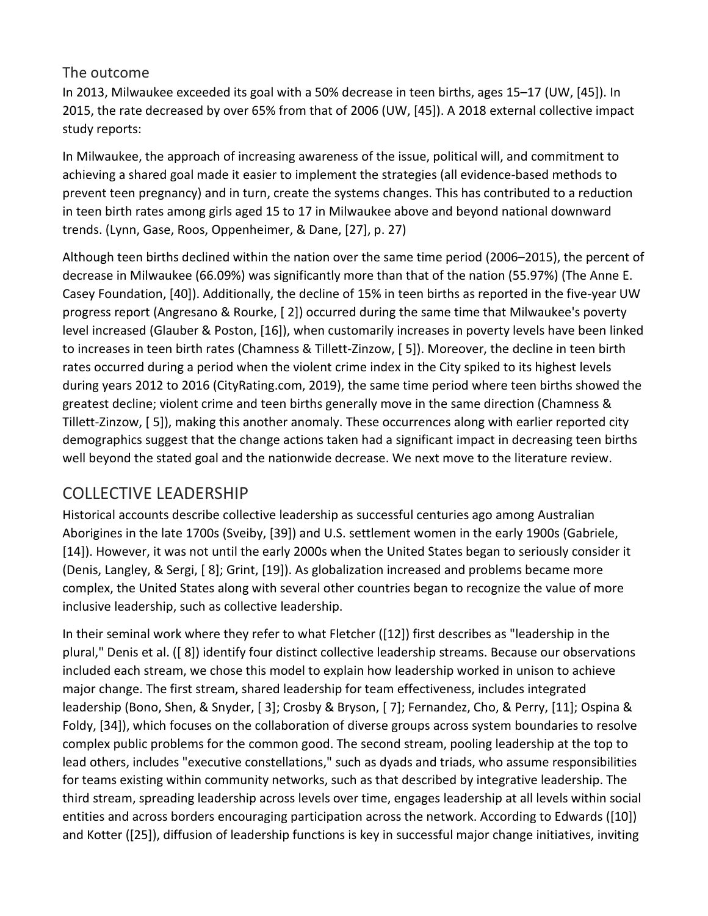### The outcome

In 2013, Milwaukee exceeded its goal with a 50% decrease in teen births, ages 15–17 (UW, [45]). In 2015, the rate decreased by over 65% from that of 2006 (UW, [45]). A 2018 external collective impact study reports:

In Milwaukee, the approach of increasing awareness of the issue, political will, and commitment to achieving a shared goal made it easier to implement the strategies (all evidence-based methods to prevent teen pregnancy) and in turn, create the systems changes. This has contributed to a reduction in teen birth rates among girls aged 15 to 17 in Milwaukee above and beyond national downward trends. (Lynn, Gase, Roos, Oppenheimer, & Dane, [27], p. 27)

Although teen births declined within the nation over the same time period (2006–2015), the percent of decrease in Milwaukee (66.09%) was significantly more than that of the nation (55.97%) (The Anne E. Casey Foundation, [40]). Additionally, the decline of 15% in teen births as reported in the five-year UW progress report (Angresano & Rourke, [ 2]) occurred during the same time that Milwaukee's poverty level increased (Glauber & Poston, [16]), when customarily increases in poverty levels have been linked to increases in teen birth rates (Chamness & Tillett-Zinzow, [ 5]). Moreover, the decline in teen birth rates occurred during a period when the violent crime index in the City spiked to its highest levels during years 2012 to 2016 (CityRating.com, 2019), the same time period where teen births showed the greatest decline; violent crime and teen births generally move in the same direction (Chamness & Tillett-Zinzow, [ 5]), making this another anomaly. These occurrences along with earlier reported city demographics suggest that the change actions taken had a significant impact in decreasing teen births well beyond the stated goal and the nationwide decrease. We next move to the literature review.

## COLLECTIVE LEADERSHIP

Historical accounts describe collective leadership as successful centuries ago among Australian Aborigines in the late 1700s (Sveiby, [39]) and U.S. settlement women in the early 1900s (Gabriele, [14]). However, it was not until the early 2000s when the United States began to seriously consider it (Denis, Langley, & Sergi, [ 8]; Grint, [19]). As globalization increased and problems became more complex, the United States along with several other countries began to recognize the value of more inclusive leadership, such as collective leadership.

In their seminal work where they refer to what Fletcher ([12]) first describes as "leadership in the plural," Denis et al. ([ 8]) identify four distinct collective leadership streams. Because our observations included each stream, we chose this model to explain how leadership worked in unison to achieve major change. The first stream, shared leadership for team effectiveness, includes integrated leadership (Bono, Shen, & Snyder, [ 3]; Crosby & Bryson, [ 7]; Fernandez, Cho, & Perry, [11]; Ospina & Foldy, [34]), which focuses on the collaboration of diverse groups across system boundaries to resolve complex public problems for the common good. The second stream, pooling leadership at the top to lead others, includes "executive constellations," such as dyads and triads, who assume responsibilities for teams existing within community networks, such as that described by integrative leadership. The third stream, spreading leadership across levels over time, engages leadership at all levels within social entities and across borders encouraging participation across the network. According to Edwards ([10]) and Kotter ([25]), diffusion of leadership functions is key in successful major change initiatives, inviting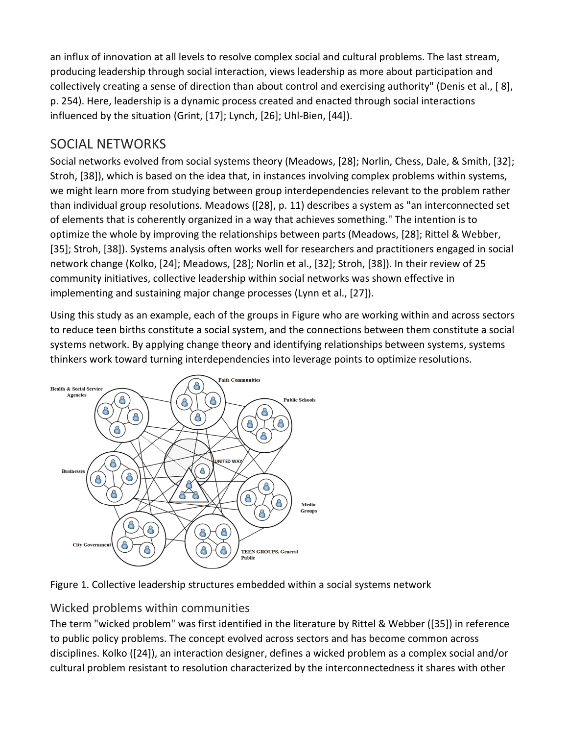an influx of innovation at all levels to resolve complex social and cultural problems. The last stream, producing leadership through social interaction, views leadership as more about participation and collectively creating a sense of direction than about control and exercising authority" (Denis et al., [ 8], p. 254). Here, leadership is a dynamic process created and enacted through social interactions influenced by the situation (Grint, [17]; Lynch, [26]; Uhl-Bien, [44]).

## SOCIAL NETWORKS

Social networks evolved from social systems theory (Meadows, [28]; Norlin, Chess, Dale, & Smith, [32]; Stroh, [38]), which is based on the idea that, in instances involving complex problems within systems, we might learn more from studying between group interdependencies relevant to the problem rather than individual group resolutions. Meadows ([28], p. 11) describes a system as "an interconnected set of elements that is coherently organized in a way that achieves something." The intention is to optimize the whole by improving the relationships between parts (Meadows, [28]; Rittel & Webber, [35]; Stroh, [38]). Systems analysis often works well for researchers and practitioners engaged in social network change (Kolko, [24]; Meadows, [28]; Norlin et al., [32]; Stroh, [38]). In their review of 25 community initiatives, collective leadership within social networks was shown effective in implementing and sustaining major change processes (Lynn et al., [27]).

Using this study as an example, each of the groups in Figure who are working within and across sectors to reduce teen births constitute a social system, and the connections between them constitute a social systems network. By applying change theory and identifying relationships between systems, systems thinkers work toward turning interdependencies into leverage points to optimize resolutions.

Figure 1. Collective leadership structures embedded within a social systems network

### Wicked problems within communities

The term "wicked problem" was first identified in the literature by Rittel & Webber ([35]) in reference to public policy problems. The concept evolved across sectors and has become common across disciplines. Kolko ([24]), an interaction designer, defines a wicked problem as a complex social and/or cultural problem resistant to resolution characterized by the interconnectedness it shares with other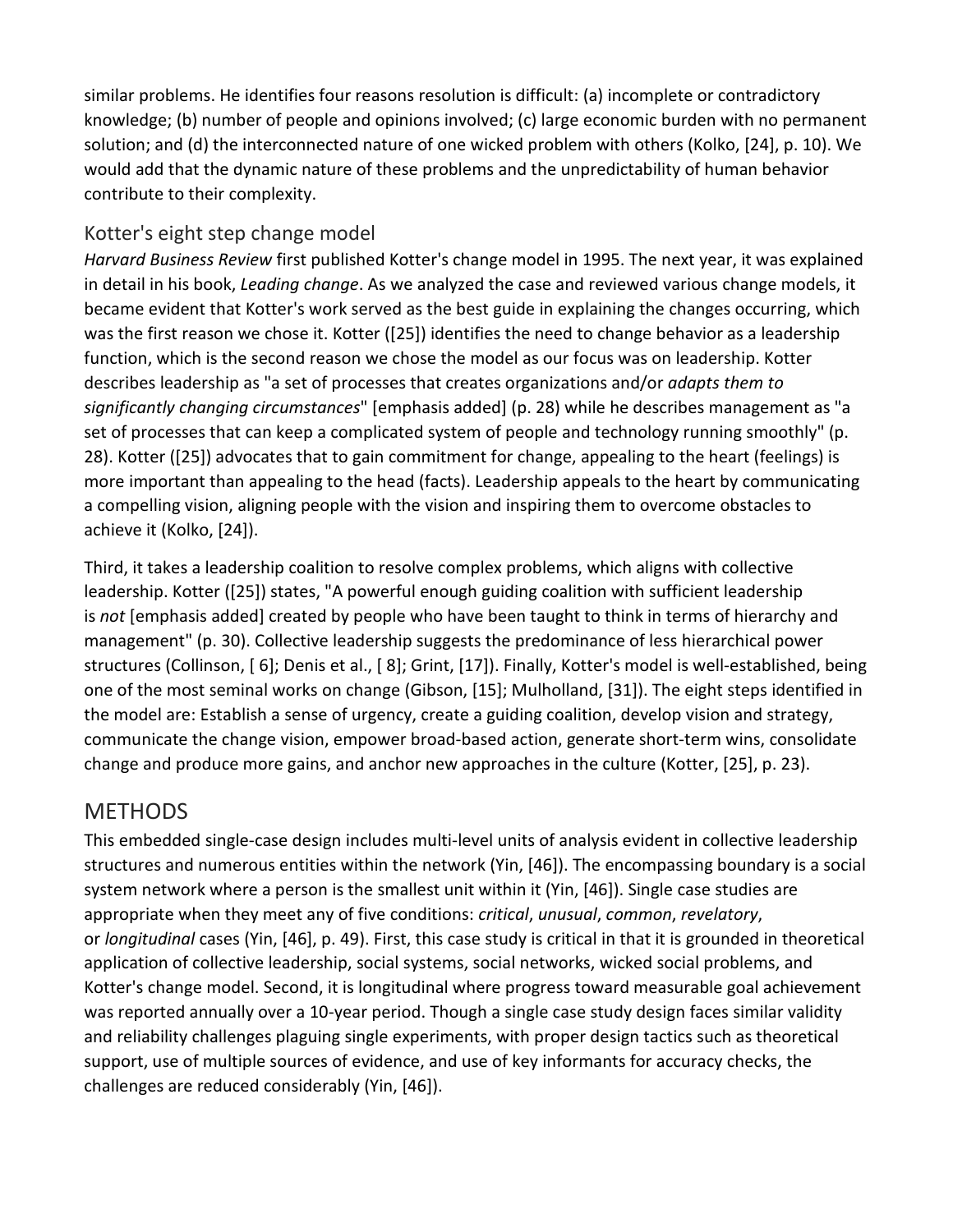similar problems. He identifies four reasons resolution is difficult: (a) incomplete or contradictory knowledge; (b) number of people and opinions involved; (c) large economic burden with no permanent solution; and (d) the interconnected nature of one wicked problem with others (Kolko, [24], p. 10). We would add that the dynamic nature of these problems and the unpredictability of human behavior contribute to their complexity.

## Kotter's eight step change model

*Harvard Business Review* first published Kotter's change model in 1995. The next year, it was explained in detail in his book, *Leading change*. As we analyzed the case and reviewed various change models, it became evident that Kotter's work served as the best guide in explaining the changes occurring, which was the first reason we chose it. Kotter ([25]) identifies the need to change behavior as a leadership function, which is the second reason we chose the model as our focus was on leadership. Kotter describes leadership as "a set of processes that creates organizations and/or *adapts them to significantly changing circumstances*" [emphasis added] (p. 28) while he describes management as "a set of processes that can keep a complicated system of people and technology running smoothly" (p. 28). Kotter ([25]) advocates that to gain commitment for change, appealing to the heart (feelings) is more important than appealing to the head (facts). Leadership appeals to the heart by communicating a compelling vision, aligning people with the vision and inspiring them to overcome obstacles to achieve it (Kolko, [24]).

Third, it takes a leadership coalition to resolve complex problems, which aligns with collective leadership. Kotter ([25]) states, "A powerful enough guiding coalition with sufficient leadership is *not* [emphasis added] created by people who have been taught to think in terms of hierarchy and management" (p. 30). Collective leadership suggests the predominance of less hierarchical power structures (Collinson, [ 6]; Denis et al., [ 8]; Grint, [17]). Finally, Kotter's model is well-established, being one of the most seminal works on change (Gibson, [15]; Mulholland, [31]). The eight steps identified in the model are: Establish a sense of urgency, create a guiding coalition, develop vision and strategy, communicate the change vision, empower broad-based action, generate short-term wins, consolidate change and produce more gains, and anchor new approaches in the culture (Kotter, [25], p. 23).

# METHODS

This embedded single-case design includes multi-level units of analysis evident in collective leadership structures and numerous entities within the network (Yin, [46]). The encompassing boundary is a social system network where a person is the smallest unit within it (Yin, [46]). Single case studies are appropriate when they meet any of five conditions: *critical*, *unusual*, *common*, *revelatory*, or *longitudinal* cases (Yin, [46], p. 49). First, this case study is critical in that it is grounded in theoretical application of collective leadership, social systems, social networks, wicked social problems, and Kotter's change model. Second, it is longitudinal where progress toward measurable goal achievement was reported annually over a 10-year period. Though a single case study design faces similar validity and reliability challenges plaguing single experiments, with proper design tactics such as theoretical support, use of multiple sources of evidence, and use of key informants for accuracy checks, the challenges are reduced considerably (Yin, [46]).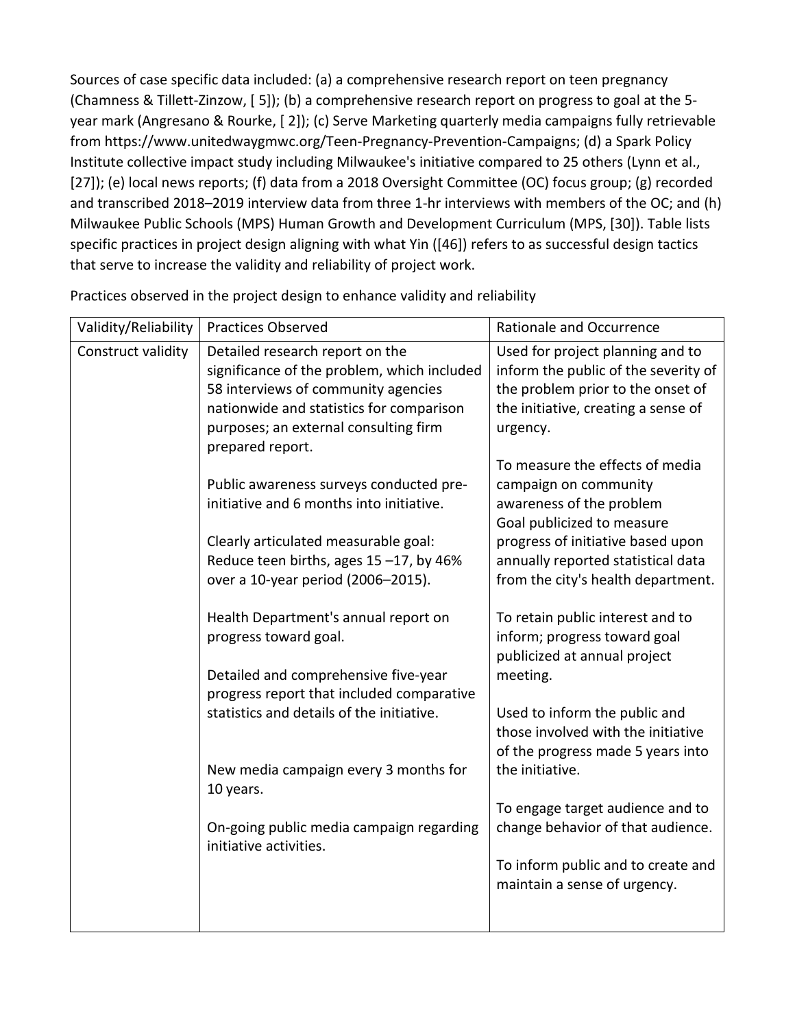Sources of case specific data included: (a) a comprehensive research report on teen pregnancy (Chamness & Tillett-Zinzow, [ 5]); (b) a comprehensive research report on progress to goal at the 5-year mark (Angresano & Rourke, [ 2]); (c) Serve Marketing quarterly media campaigns fully retrievable from https://www.unitedwaygmwc.org/Teen-Pregnancy-Prevention-Campaigns; (d) a Spark Policy Institute collective impact study including Milwaukee's initiative compared to 25 others (Lynn et al., [27]); (e) local news reports; (f) data from a 2018 Oversight Committee (OC) focus group; (g) recorded and transcribed 2018–2019 interview data from three 1-hr interviews with members of the OC; and (h) Milwaukee Public Schools (MPS) Human Growth and Development Curriculum (MPS, [30]). Table lists specific practices in project design aligning with what Yin ([46]) refers to as successful design tactics that serve to increase the validity and reliability of project work.

Practices observed in the project design to enhance validity and reliability

| Validity/Reliability | Practices Observed | Rationale and Occurrence |
|---|---|---|
| Construct validity | Detailed research report on the significance of the problem, which included 58 interviews of community agencies nationwide and statistics for comparison purposes; an external consulting firm prepared report. | Used for project planning and to inform the public of the severity of the problem prior to the onset of the initiative, creating a sense of urgency. |
| | Public awareness surveys conducted pre-initiative and 6 months into initiative. | To measure the effects of media campaign on community awareness of the problem |
| | Clearly articulated measurable goal: Reduce teen births, ages 15 –17, by 46% over a 10-year period (2006–2015). | Goal publicized to measure progress of initiative based upon annually reported statistical data from the city's health department. |
| | Health Department's annual report on progress toward goal. | To retain public interest and to inform; progress toward goal publicized at annual project meeting. |
| | Detailed and comprehensive five-year progress report that included comparative statistics and details of the initiative. | Used to inform the public and those involved with the initiative of the progress made 5 years into the initiative. |
| | New media campaign every 3 months for 10 years. | To engage target audience and to change behavior of that audience. |
| | On-going public media campaign regarding initiative activities. | To inform public and to create and maintain a sense of urgency. |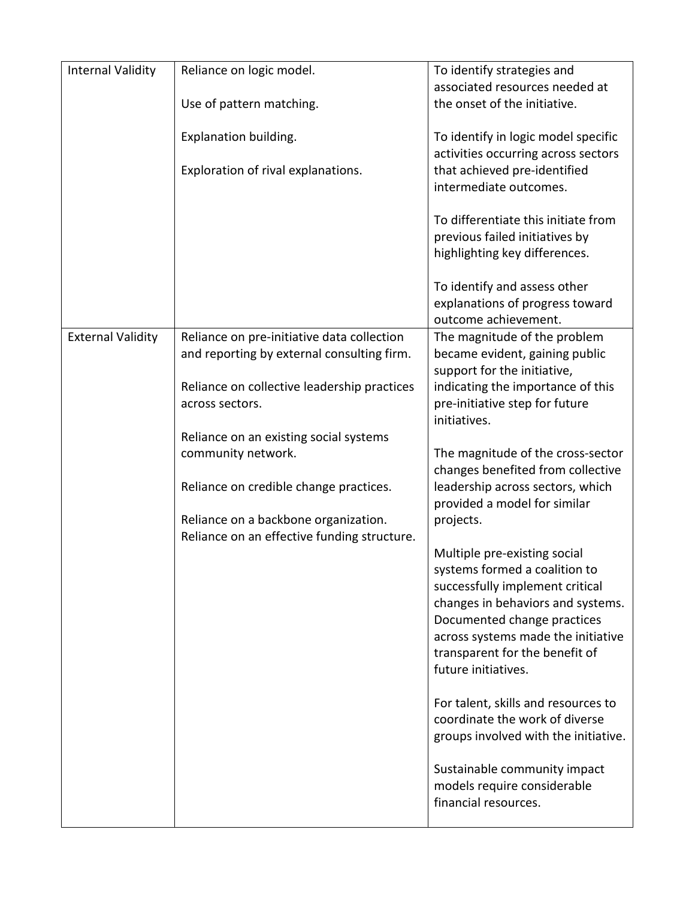| | | |
|---|---|---|
| Internal Validity | Reliance on logic model.<br><br>Use of pattern matching.<br><br>Explanation building.<br><br>Exploration of rival explanations. | To identify strategies and associated resources needed at the onset of the initiative.<br><br>To identify in logic model specific activities occurring across sectors that achieved pre-identified intermediate outcomes.<br><br>To differentiate this initiate from previous failed initiatives by highlighting key differences.<br><br>To identify and assess other explanations of progress toward outcome achievement. |
| External Validity | Reliance on pre-initiative data collection and reporting by external consulting firm.<br><br>Reliance on collective leadership practices across sectors.<br><br>Reliance on an existing social systems community network.<br><br>Reliance on credible change practices.<br><br>Reliance on a backbone organization.<br>Reliance on an effective funding structure. | The magnitude of the problem became evident, gaining public support for the initiative, indicating the importance of this pre-initiative step for future initiatives.<br><br>The magnitude of the cross-sector changes benefited from collective leadership across sectors, which provided a model for similar projects.<br><br>Multiple pre-existing social systems formed a coalition to successfully implement critical changes in behaviors and systems. Documented change practices across systems made the initiative transparent for the benefit of future initiatives.<br><br>For talent, skills and resources to coordinate the work of diverse groups involved with the initiative.<br><br>Sustainable community impact models require considerable financial resources. |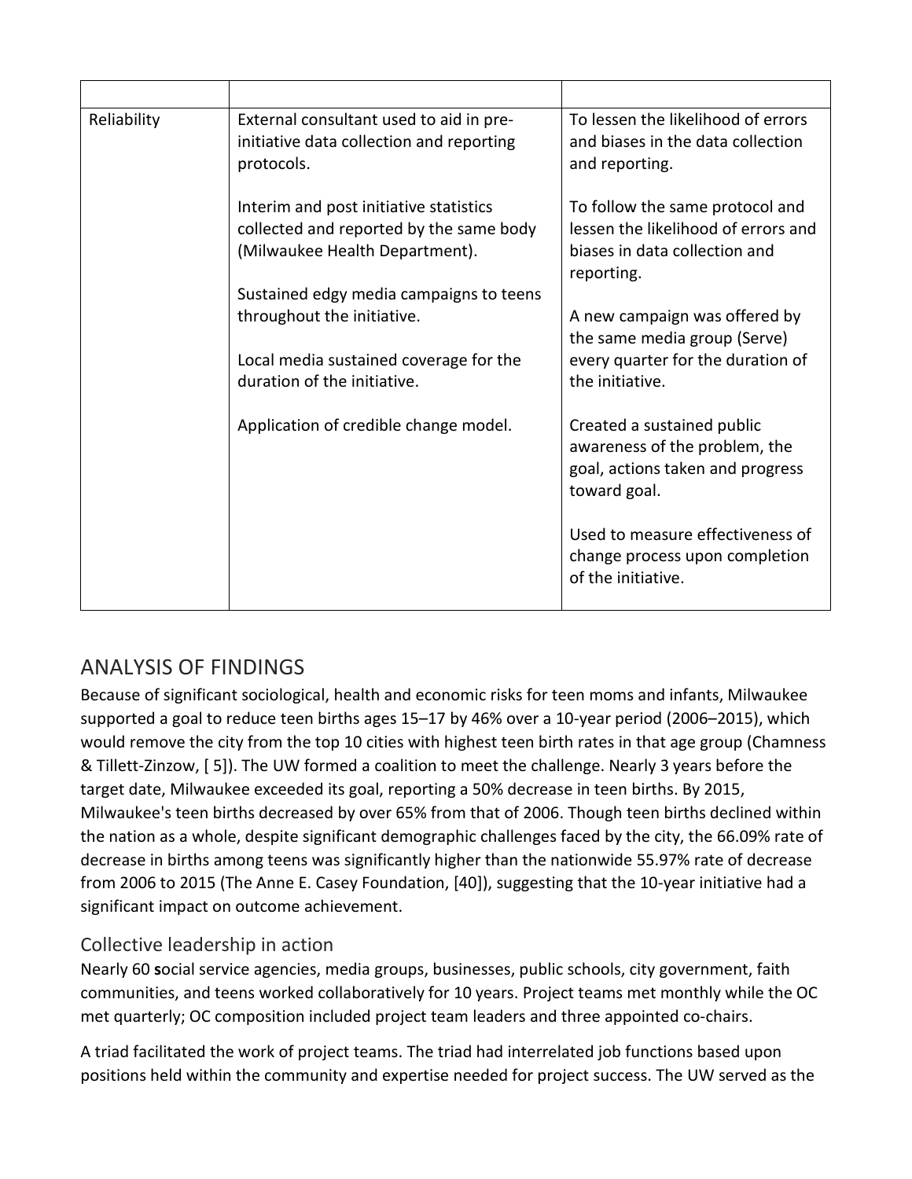| | | |
|---|---|---|
| Reliability | External consultant used to aid in pre-initiative data collection and reporting protocols.<br><br>Interim and post initiative statistics collected and reported by the same body (Milwaukee Health Department).<br><br>Sustained edgy media campaigns to teens throughout the initiative.<br><br>Local media sustained coverage for the duration of the initiative.<br><br>Application of credible change model. | To lessen the likelihood of errors and biases in the data collection and reporting.<br><br>To follow the same protocol and lessen the likelihood of errors and biases in data collection and reporting.<br><br>A new campaign was offered by the same media group (Serve) every quarter for the duration of the initiative.<br><br>Created a sustained public awareness of the problem, the goal, actions taken and progress toward goal.<br><br>Used to measure effectiveness of change process upon completion of the initiative. |

## ANALYSIS OF FINDINGS

Because of significant sociological, health and economic risks for teen moms and infants, Milwaukee supported a goal to reduce teen births ages 15–17 by 46% over a 10-year period (2006–2015), which would remove the city from the top 10 cities with highest teen birth rates in that age group (Chamness & Tillett-Zinzow, [ 5]). The UW formed a coalition to meet the challenge. Nearly 3 years before the target date, Milwaukee exceeded its goal, reporting a 50% decrease in teen births. By 2015, Milwaukee's teen births decreased by over 65% from that of 2006. Though teen births declined within the nation as a whole, despite significant demographic challenges faced by the city, the 66.09% rate of decrease in births among teens was significantly higher than the nationwide 55.97% rate of decrease from 2006 to 2015 (The Anne E. Casey Foundation, [40]), suggesting that the 10-year initiative had a significant impact on outcome achievement.

### Collective leadership in action

Nearly 60 social service agencies, media groups, businesses, public schools, city government, faith communities, and teens worked collaboratively for 10 years. Project teams met monthly while the OC met quarterly; OC composition included project team leaders and three appointed co-chairs.

A triad facilitated the work of project teams. The triad had interrelated job functions based upon positions held within the community and expertise needed for project success. The UW served as the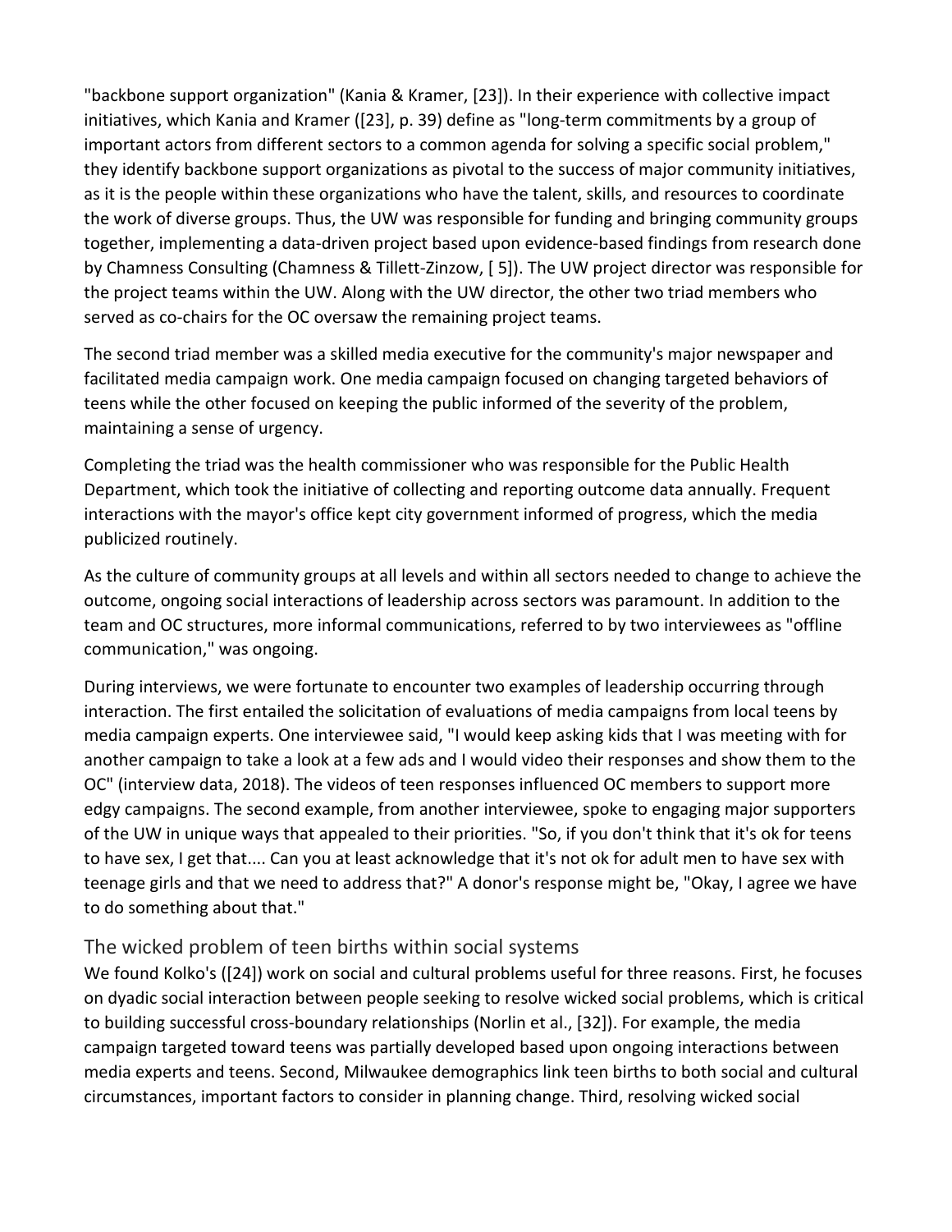"backbone support organization" (Kania & Kramer, [23]). In their experience with collective impact initiatives, which Kania and Kramer ([23], p. 39) define as "long-term commitments by a group of important actors from different sectors to a common agenda for solving a specific social problem," they identify backbone support organizations as pivotal to the success of major community initiatives, as it is the people within these organizations who have the talent, skills, and resources to coordinate the work of diverse groups. Thus, the UW was responsible for funding and bringing community groups together, implementing a data-driven project based upon evidence-based findings from research done by Chamness Consulting (Chamness & Tillett-Zinzow, [ 5]). The UW project director was responsible for the project teams within the UW. Along with the UW director, the other two triad members who served as co-chairs for the OC oversaw the remaining project teams.

The second triad member was a skilled media executive for the community's major newspaper and facilitated media campaign work. One media campaign focused on changing targeted behaviors of teens while the other focused on keeping the public informed of the severity of the problem, maintaining a sense of urgency.

Completing the triad was the health commissioner who was responsible for the Public Health Department, which took the initiative of collecting and reporting outcome data annually. Frequent interactions with the mayor's office kept city government informed of progress, which the media publicized routinely.

As the culture of community groups at all levels and within all sectors needed to change to achieve the outcome, ongoing social interactions of leadership across sectors was paramount. In addition to the team and OC structures, more informal communications, referred to by two interviewees as "offline communication," was ongoing.

During interviews, we were fortunate to encounter two examples of leadership occurring through interaction. The first entailed the solicitation of evaluations of media campaigns from local teens by media campaign experts. One interviewee said, "I would keep asking kids that I was meeting with for another campaign to take a look at a few ads and I would video their responses and show them to the OC" (interview data, 2018). The videos of teen responses influenced OC members to support more edgy campaigns. The second example, from another interviewee, spoke to engaging major supporters of the UW in unique ways that appealed to their priorities. "So, if you don't think that it's ok for teens to have sex, I get that.... Can you at least acknowledge that it's not ok for adult men to have sex with teenage girls and that we need to address that?" A donor's response might be, "Okay, I agree we have to do something about that."

## The wicked problem of teen births within social systems

We found Kolko's ([24]) work on social and cultural problems useful for three reasons. First, he focuses on dyadic social interaction between people seeking to resolve wicked social problems, which is critical to building successful cross-boundary relationships (Norlin et al., [32]). For example, the media campaign targeted toward teens was partially developed based upon ongoing interactions between media experts and teens. Second, Milwaukee demographics link teen births to both social and cultural circumstances, important factors to consider in planning change. Third, resolving wicked social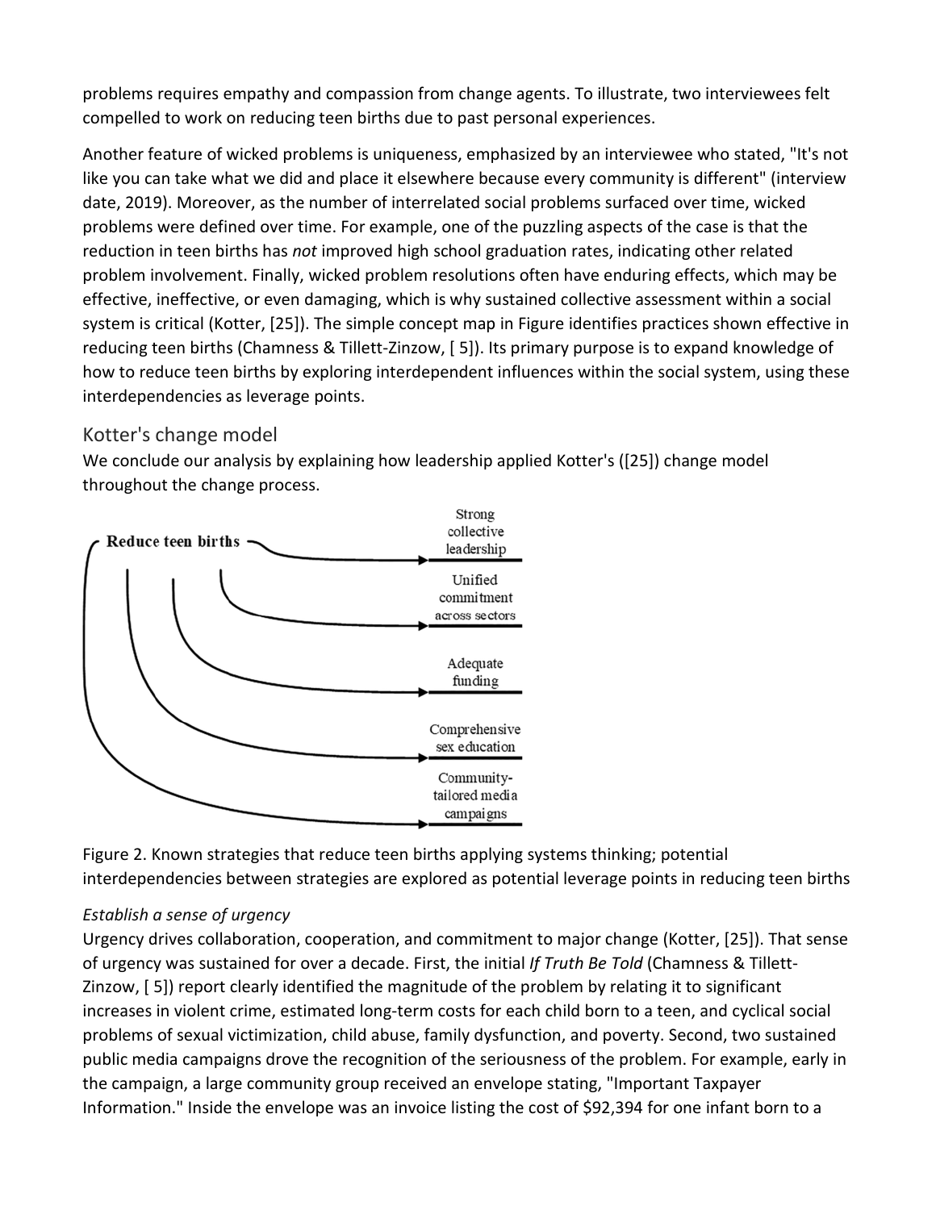problems requires empathy and compassion from change agents. To illustrate, two interviewees felt compelled to work on reducing teen births due to past personal experiences.

Another feature of wicked problems is uniqueness, emphasized by an interviewee who stated, "It's not like you can take what we did and place it elsewhere because every community is different" (interview date, 2019). Moreover, as the number of interrelated social problems surfaced over time, wicked problems were defined over time. For example, one of the puzzling aspects of the case is that the reduction in teen births has *not* improved high school graduation rates, indicating other related problem involvement. Finally, wicked problem resolutions often have enduring effects, which may be effective, ineffective, or even damaging, which is why sustained collective assessment within a social system is critical (Kotter, [25]). The simple concept map in Figure identifies practices shown effective in reducing teen births (Chamness & Tillett-Zinzow, [ 5]). Its primary purpose is to expand knowledge of how to reduce teen births by exploring interdependent influences within the social system, using these interdependencies as leverage points.

## Kotter's change model

We conclude our analysis by explaining how leadership applied Kotter's ([25]) change model throughout the change process.

Figure 2. Known strategies that reduce teen births applying systems thinking; potential interdependencies between strategies are explored as potential leverage points in reducing teen births

### *Establish a sense of urgency*

Urgency drives collaboration, cooperation, and commitment to major change (Kotter, [25]). That sense of urgency was sustained for over a decade. First, the initial *If Truth Be Told* (Chamness & Tillett-Zinzow, [ 5]) report clearly identified the magnitude of the problem by relating it to significant increases in violent crime, estimated long-term costs for each child born to a teen, and cyclical social problems of sexual victimization, child abuse, family dysfunction, and poverty. Second, two sustained public media campaigns drove the recognition of the seriousness of the problem. For example, early in the campaign, a large community group received an envelope stating, "Important Taxpayer Information." Inside the envelope was an invoice listing the cost of $92,394 for one infant born to a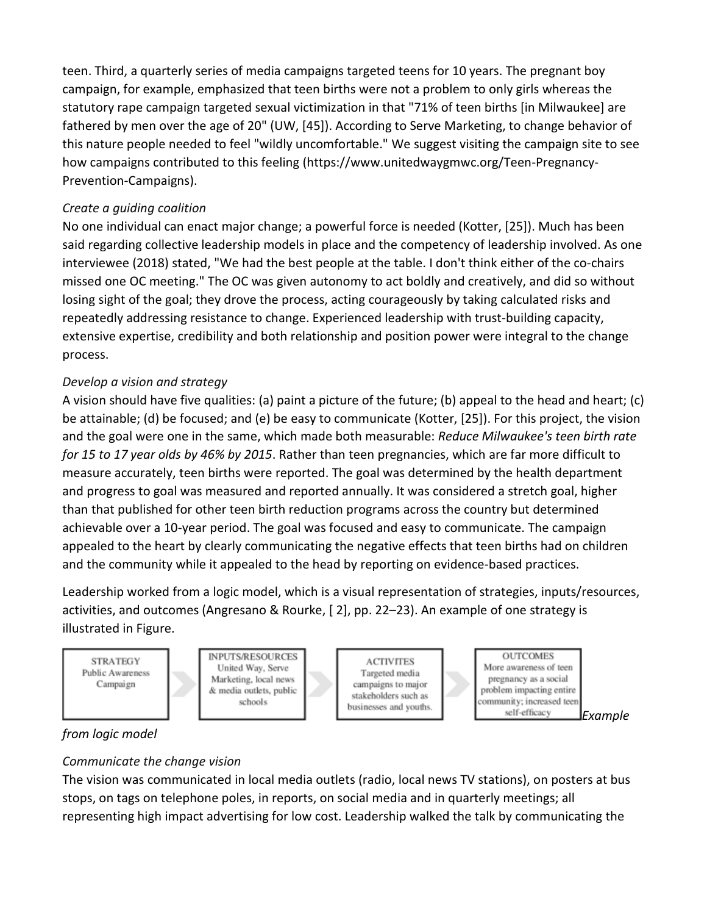teen. Third, a quarterly series of media campaigns targeted teens for 10 years. The pregnant boy campaign, for example, emphasized that teen births were not a problem to only girls whereas the statutory rape campaign targeted sexual victimization in that "71% of teen births [in Milwaukee] are fathered by men over the age of 20" (UW, [45]). According to Serve Marketing, to change behavior of this nature people needed to feel "wildly uncomfortable." We suggest visiting the campaign site to see how campaigns contributed to this feeling (https://www.unitedwaygmwc.org/Teen-Pregnancy-Prevention-Campaigns).

*Create a guiding coalition*

No one individual can enact major change; a powerful force is needed (Kotter, [25]). Much has been said regarding collective leadership models in place and the competency of leadership involved. As one interviewee (2018) stated, "We had the best people at the table. I don't think either of the co-chairs missed one OC meeting." The OC was given autonomy to act boldly and creatively, and did so without losing sight of the goal; they drove the process, acting courageously by taking calculated risks and repeatedly addressing resistance to change. Experienced leadership with trust-building capacity, extensive expertise, credibility and both relationship and position power were integral to the change process.

*Develop a vision and strategy*

A vision should have five qualities: (a) paint a picture of the future; (b) appeal to the head and heart; (c) be attainable; (d) be focused; and (e) be easy to communicate (Kotter, [25]). For this project, the vision and the goal were one in the same, which made both measurable: *Reduce Milwaukee's teen birth rate for 15 to 17 year olds by 46% by 2015*. Rather than teen pregnancies, which are far more difficult to measure accurately, teen births were reported. The goal was determined by the health department and progress to goal was measured and reported annually. It was considered a stretch goal, higher than that published for other teen birth reduction programs across the country but determined achievable over a 10-year period. The goal was focused and easy to communicate. The campaign appealed to the heart by clearly communicating the negative effects that teen births had on children and the community while it appealed to the head by reporting on evidence-based practices.

Leadership worked from a logic model, which is a visual representation of strategies, inputs/resources, activities, and outcomes (Angresano & Rourke, [ 2], pp. 22–23). An example of one strategy is illustrated in Figure.

| STRATEGY | INPUTS/RESOURCES | ACTIVITES | OUTCOMES |
|---|---|---|---|
| Public Awareness Campaign | United Way, Serve Marketing, local news & media outlets, public schools | Targeted media campaigns to major stakeholders such as businesses and youths. | More awareness of teen pregnancy as a social problem impacting entire community; increased teen self-efficacy |

*Example from logic model*

*Communicate the change vision*

The vision was communicated in local media outlets (radio, local news TV stations), on posters at bus stops, on tags on telephone poles, in reports, on social media and in quarterly meetings; all representing high impact advertising for low cost. Leadership walked the talk by communicating the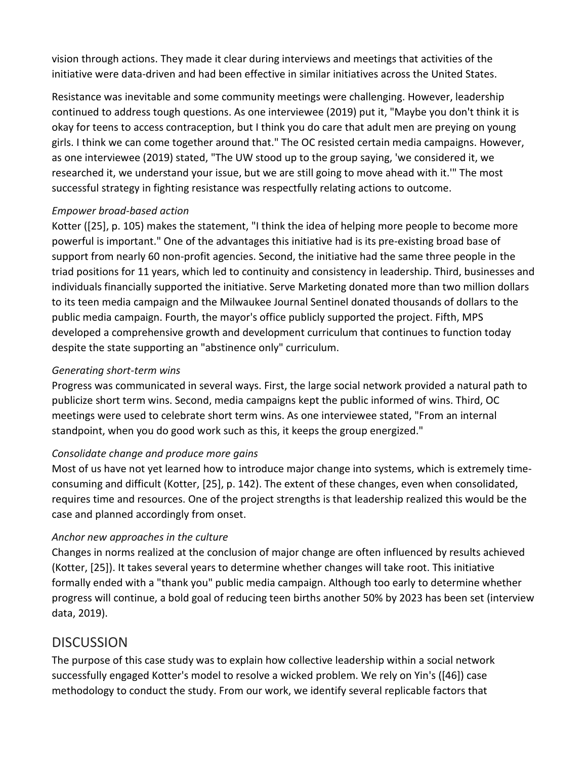vision through actions. They made it clear during interviews and meetings that activities of the initiative were data-driven and had been effective in similar initiatives across the United States.

Resistance was inevitable and some community meetings were challenging. However, leadership continued to address tough questions. As one interviewee (2019) put it, "Maybe you don't think it is okay for teens to access contraception, but I think you do care that adult men are preying on young girls. I think we can come together around that." The OC resisted certain media campaigns. However, as one interviewee (2019) stated, "The UW stood up to the group saying, 'we considered it, we researched it, we understand your issue, but we are still going to move ahead with it.'" The most successful strategy in fighting resistance was respectfully relating actions to outcome.

*Empower broad-based action*

Kotter ([25], p. 105) makes the statement, "I think the idea of helping more people to become more powerful is important." One of the advantages this initiative had is its pre-existing broad base of support from nearly 60 non-profit agencies. Second, the initiative had the same three people in the triad positions for 11 years, which led to continuity and consistency in leadership. Third, businesses and individuals financially supported the initiative. Serve Marketing donated more than two million dollars to its teen media campaign and the Milwaukee Journal Sentinel donated thousands of dollars to the public media campaign. Fourth, the mayor's office publicly supported the project. Fifth, MPS developed a comprehensive growth and development curriculum that continues to function today despite the state supporting an "abstinence only" curriculum.

*Generating short-term wins*

Progress was communicated in several ways. First, the large social network provided a natural path to publicize short term wins. Second, media campaigns kept the public informed of wins. Third, OC meetings were used to celebrate short term wins. As one interviewee stated, "From an internal standpoint, when you do good work such as this, it keeps the group energized."

*Consolidate change and produce more gains*

Most of us have not yet learned how to introduce major change into systems, which is extremely time-consuming and difficult (Kotter, [25], p. 142). The extent of these changes, even when consolidated, requires time and resources. One of the project strengths is that leadership realized this would be the case and planned accordingly from onset.

*Anchor new approaches in the culture*

Changes in norms realized at the conclusion of major change are often influenced by results achieved (Kotter, [25]). It takes several years to determine whether changes will take root. This initiative formally ended with a "thank you" public media campaign. Although too early to determine whether progress will continue, a bold goal of reducing teen births another 50% by 2023 has been set (interview data, 2019).

## DISCUSSION

The purpose of this case study was to explain how collective leadership within a social network successfully engaged Kotter's model to resolve a wicked problem. We rely on Yin's ([46]) case methodology to conduct the study. From our work, we identify several replicable factors that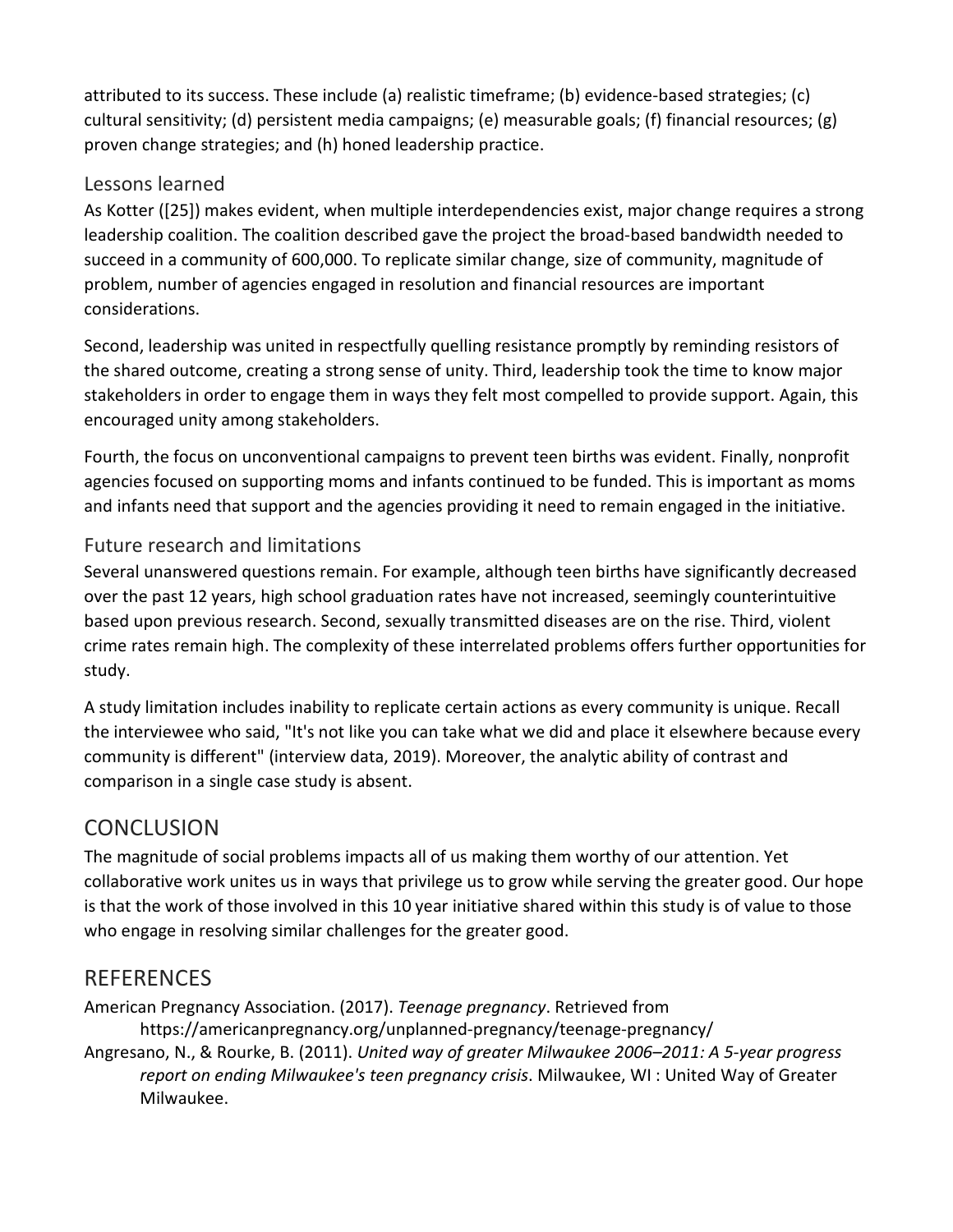attributed to its success. These include (a) realistic timeframe; (b) evidence-based strategies; (c) cultural sensitivity; (d) persistent media campaigns; (e) measurable goals; (f) financial resources; (g) proven change strategies; and (h) honed leadership practice.

### Lessons learned

As Kotter ([25]) makes evident, when multiple interdependencies exist, major change requires a strong leadership coalition. The coalition described gave the project the broad-based bandwidth needed to succeed in a community of 600,000. To replicate similar change, size of community, magnitude of problem, number of agencies engaged in resolution and financial resources are important considerations.

Second, leadership was united in respectfully quelling resistance promptly by reminding resistors of the shared outcome, creating a strong sense of unity. Third, leadership took the time to know major stakeholders in order to engage them in ways they felt most compelled to provide support. Again, this encouraged unity among stakeholders.

Fourth, the focus on unconventional campaigns to prevent teen births was evident. Finally, nonprofit agencies focused on supporting moms and infants continued to be funded. This is important as moms and infants need that support and the agencies providing it need to remain engaged in the initiative.

### Future research and limitations

Several unanswered questions remain. For example, although teen births have significantly decreased over the past 12 years, high school graduation rates have not increased, seemingly counterintuitive based upon previous research. Second, sexually transmitted diseases are on the rise. Third, violent crime rates remain high. The complexity of these interrelated problems offers further opportunities for study.

A study limitation includes inability to replicate certain actions as every community is unique. Recall the interviewee who said, "It's not like you can take what we did and place it elsewhere because every community is different" (interview data, 2019). Moreover, the analytic ability of contrast and comparison in a single case study is absent.

## CONCLUSION

The magnitude of social problems impacts all of us making them worthy of our attention. Yet collaborative work unites us in ways that privilege us to grow while serving the greater good. Our hope is that the work of those involved in this 10 year initiative shared within this study is of value to those who engage in resolving similar challenges for the greater good.

## REFERENCES

American Pregnancy Association. (2017). *Teenage pregnancy*. Retrieved from https://americanpregnancy.org/unplanned-pregnancy/teenage-pregnancy/

Angresano, N., & Rourke, B. (2011). *United way of greater Milwaukee 2006–2011: A 5-year progress report on ending Milwaukee's teen pregnancy crisis*. Milwaukee, WI : United Way of Greater Milwaukee.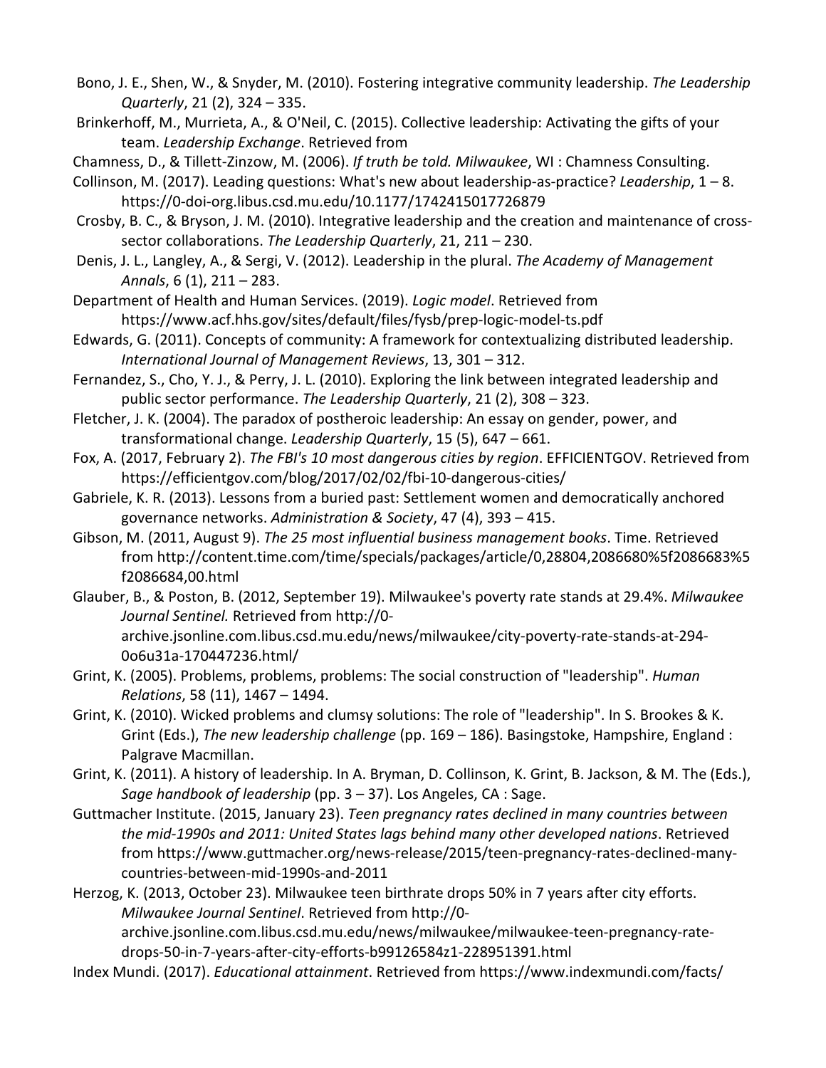Bono, J. E., Shen, W., & Snyder, M. (2010). Fostering integrative community leadership. *The Leadership Quarterly*, 21 (2), 324 – 335.

Brinkerhoff, M., Murrieta, A., & O'Neil, C. (2015). Collective leadership: Activating the gifts of your team. *Leadership Exchange*. Retrieved from

Chamness, D., & Tillett-Zinzow, M. (2006). *If truth be told. Milwaukee*, WI : Chamness Consulting.

Collinson, M. (2017). Leading questions: What's new about leadership-as-practice? *Leadership*, 1 – 8. https://0-doi-org.libus.csd.mu.edu/10.1177/1742415017726879

Crosby, B. C., & Bryson, J. M. (2010). Integrative leadership and the creation and maintenance of cross-sector collaborations. *The Leadership Quarterly*, 21, 211 – 230.

Denis, J. L., Langley, A., & Sergi, V. (2012). Leadership in the plural. *The Academy of Management Annals*, 6 (1), 211 – 283.

Department of Health and Human Services. (2019). *Logic model*. Retrieved from https://www.acf.hhs.gov/sites/default/files/fysb/prep-logic-model-ts.pdf

Edwards, G. (2011). Concepts of community: A framework for contextualizing distributed leadership. *International Journal of Management Reviews*, 13, 301 – 312.

Fernandez, S., Cho, Y. J., & Perry, J. L. (2010). Exploring the link between integrated leadership and public sector performance. *The Leadership Quarterly*, 21 (2), 308 – 323.

Fletcher, J. K. (2004). The paradox of postheroic leadership: An essay on gender, power, and transformational change. *Leadership Quarterly*, 15 (5), 647 – 661.

Fox, A. (2017, February 2). *The FBI's 10 most dangerous cities by region*. EFFICIENTGOV. Retrieved from https://efficientgov.com/blog/2017/02/02/fbi-10-dangerous-cities/

Gabriele, K. R. (2013). Lessons from a buried past: Settlement women and democratically anchored governance networks. *Administration & Society*, 47 (4), 393 – 415.

Gibson, M. (2011, August 9). *The 25 most influential business management books*. Time. Retrieved from http://content.time.com/time/specials/packages/article/0,28804,2086680%5f2086683%5f2086684,00.html

Glauber, B., & Poston, B. (2012, September 19). Milwaukee's poverty rate stands at 29.4%. *Milwaukee Journal Sentinel.* Retrieved from http://0-archive.jsonline.com.libus.csd.mu.edu/news/milwaukee/city-poverty-rate-stands-at-294-0o6u31a-170447236.html/

Grint, K. (2005). Problems, problems, problems: The social construction of "leadership". *Human Relations*, 58 (11), 1467 – 1494.

Grint, K. (2010). Wicked problems and clumsy solutions: The role of "leadership". In S. Brookes & K. Grint (Eds.), *The new leadership challenge* (pp. 169 – 186). Basingstoke, Hampshire, England : Palgrave Macmillan.

Grint, K. (2011). A history of leadership. In A. Bryman, D. Collinson, K. Grint, B. Jackson, & M. The (Eds.), *Sage handbook of leadership* (pp. 3 – 37). Los Angeles, CA : Sage.

Guttmacher Institute. (2015, January 23). *Teen pregnancy rates declined in many countries between the mid-1990s and 2011: United States lags behind many other developed nations*. Retrieved from https://www.guttmacher.org/news-release/2015/teen-pregnancy-rates-declined-many-countries-between-mid-1990s-and-2011

Herzog, K. (2013, October 23). Milwaukee teen birthrate drops 50% in 7 years after city efforts. *Milwaukee Journal Sentinel*. Retrieved from http://0-archive.jsonline.com.libus.csd.mu.edu/news/milwaukee/milwaukee-teen-pregnancy-rate-drops-50-in-7-years-after-city-efforts-b99126584z1-228951391.html

Index Mundi. (2017). *Educational attainment*. Retrieved from https://www.indexmundi.com/facts/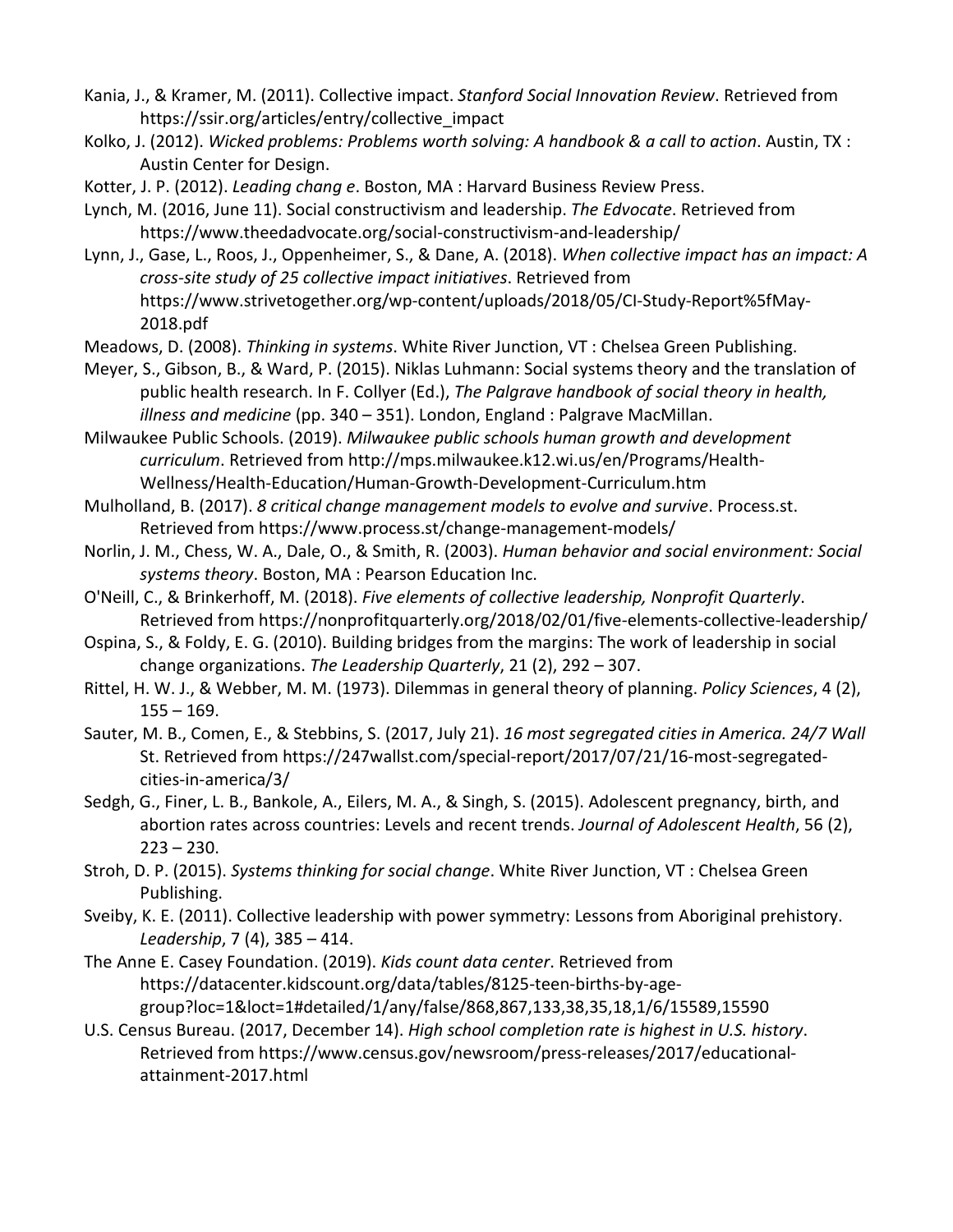Kania, J., & Kramer, M. (2011). Collective impact. *Stanford Social Innovation Review*. Retrieved from https://ssir.org/articles/entry/collective_impact

Kolko, J. (2012). *Wicked problems: Problems worth solving: A handbook & a call to action*. Austin, TX : Austin Center for Design.

Kotter, J. P. (2012). *Leading chang e*. Boston, MA : Harvard Business Review Press.

Lynch, M. (2016, June 11). Social constructivism and leadership. *The Edvocate*. Retrieved from https://www.theedadvocate.org/social-constructivism-and-leadership/

Lynn, J., Gase, L., Roos, J., Oppenheimer, S., & Dane, A. (2018). *When collective impact has an impact: A cross-site study of 25 collective impact initiatives*. Retrieved from https://www.strivetogether.org/wp-content/uploads/2018/05/CI-Study-Report%5fMay-2018.pdf

Meadows, D. (2008). *Thinking in systems*. White River Junction, VT : Chelsea Green Publishing.

Meyer, S., Gibson, B., & Ward, P. (2015). Niklas Luhmann: Social systems theory and the translation of public health research. In F. Collyer (Ed.), *The Palgrave handbook of social theory in health, illness and medicine* (pp. 340 – 351). London, England : Palgrave MacMillan.

Milwaukee Public Schools. (2019). *Milwaukee public schools human growth and development curriculum*. Retrieved from http://mps.milwaukee.k12.wi.us/en/Programs/Health-Wellness/Health-Education/Human-Growth-Development-Curriculum.htm

Mulholland, B. (2017). *8 critical change management models to evolve and survive*. Process.st. Retrieved from https://www.process.st/change-management-models/

Norlin, J. M., Chess, W. A., Dale, O., & Smith, R. (2003). *Human behavior and social environment: Social systems theory*. Boston, MA : Pearson Education Inc.

O'Neill, C., & Brinkerhoff, M. (2018). *Five elements of collective leadership, Nonprofit Quarterly*. Retrieved from https://nonprofitquarterly.org/2018/02/01/five-elements-collective-leadership/

Ospina, S., & Foldy, E. G. (2010). Building bridges from the margins: The work of leadership in social change organizations. *The Leadership Quarterly*, 21 (2), 292 – 307.

Rittel, H. W. J., & Webber, M. M. (1973). Dilemmas in general theory of planning. *Policy Sciences*, 4 (2), 155 – 169.

Sauter, M. B., Comen, E., & Stebbins, S. (2017, July 21). *16 most segregated cities in America. 24/7 Wall* St. Retrieved from https://247wallst.com/special-report/2017/07/21/16-most-segregated-cities-in-america/3/

Sedgh, G., Finer, L. B., Bankole, A., Eilers, M. A., & Singh, S. (2015). Adolescent pregnancy, birth, and abortion rates across countries: Levels and recent trends. *Journal of Adolescent Health*, 56 (2), 223 – 230.

Stroh, D. P. (2015). *Systems thinking for social change*. White River Junction, VT : Chelsea Green Publishing.

Sveiby, K. E. (2011). Collective leadership with power symmetry: Lessons from Aboriginal prehistory. *Leadership*, 7 (4), 385 – 414.

The Anne E. Casey Foundation. (2019). *Kids count data center*. Retrieved from https://datacenter.kidscount.org/data/tables/8125-teen-births-by-age-group?loc=1&loct=1#detailed/1/any/false/868,867,133,38,35,18,1/6/15589,15590

U.S. Census Bureau. (2017, December 14). *High school completion rate is highest in U.S. history*. Retrieved from https://www.census.gov/newsroom/press-releases/2017/educational-attainment-2017.html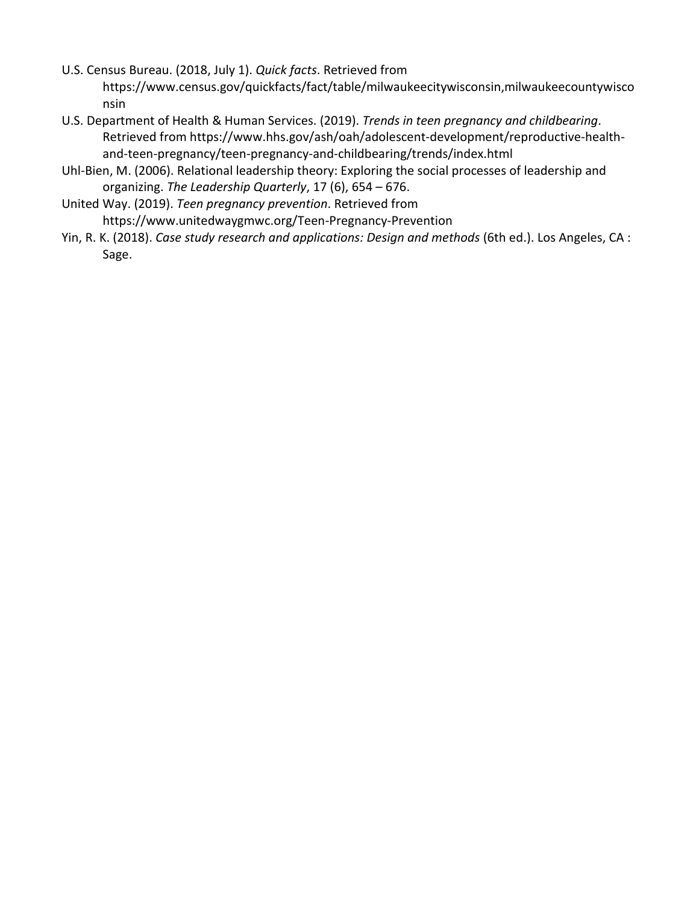U.S. Census Bureau. (2018, July 1). *Quick facts*. Retrieved from https://www.census.gov/quickfacts/fact/table/milwaukeecitywisconsin,milwaukeecountywisconsin

U.S. Department of Health & Human Services. (2019). *Trends in teen pregnancy and childbearing*. Retrieved from https://www.hhs.gov/ash/oah/adolescent-development/reproductive-health-and-teen-pregnancy/teen-pregnancy-and-childbearing/trends/index.html

Uhl-Bien, M. (2006). Relational leadership theory: Exploring the social processes of leadership and organizing. *The Leadership Quarterly*, 17 (6), 654 – 676.

United Way. (2019). *Teen pregnancy prevention*. Retrieved from https://www.unitedwaygmwc.org/Teen-Pregnancy-Prevention

Yin, R. K. (2018). *Case study research and applications: Design and methods* (6th ed.). Los Angeles, CA : Sage.